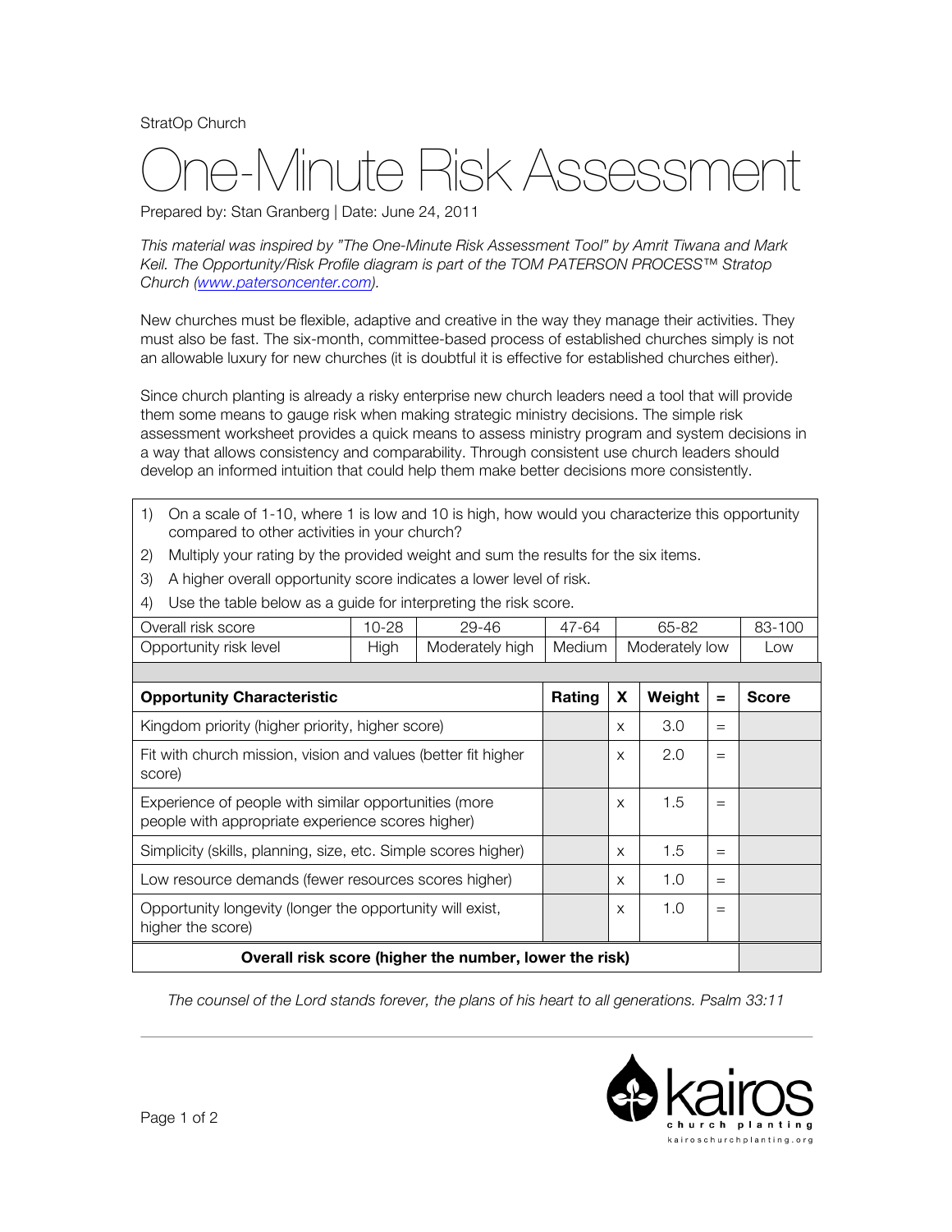StratOp Church

# One-Minute Risk Assessment

Prepared by: Stan Granberg | Date: June 24, 2011

*This material was inspired by "The One-Minute Risk Assessment Tool" by Amrit Tiwana and Mark Keil. The Opportunity/Risk Profile diagram is part of the TOM PATERSON PROCESS™ Stratop Church ([www.patersoncenter.com](www.patersoncenter.com)).*

New churches must be flexible, adaptive and creative in the way they manage their activities. They must also be fast. The six-month, committee-based process of established churches simply is not an allowable luxury for new churches (it is doubtful it is effective for established churches either).

Since church planting is already a risky enterprise new church leaders need a tool that will provide them some means to gauge risk when making strategic ministry decisions. The simple risk assessment worksheet provides a quick means to assess ministry program and system decisions in a way that allows consistency and comparability. Through consistent use church leaders should develop an informed intuition that could help them make better decisions more consistently.

1) On a scale of 1-10, where 1 is low and 10 is high, how would you characterize this opportunity compared to other activities in your church?
2) Multiply your rating by the provided weight and sum the results for the six items.
3) A higher overall opportunity score indicates a lower level of risk.
4) Use the table below as a guide for interpreting the risk score.

| Overall risk score | 10-28 | 29-46 | 47-64 | 65-82 | 83-100 |
|---|---|---|---|---|---|
| Opportunity risk level | High | Moderately high | Medium | Moderately low | Low |

| Opportunity Characteristic | Rating | X | Weight | = | Score |
|---|---|---|---|---|---|
| Kingdom priority (higher priority, higher score) | | x | 3.0 | = | |
| Fit with church mission, vision and values (better fit higher score) | | x | 2.0 | = | |
| Experience of people with similar opportunities (more people with appropriate experience scores higher) | | x | 1.5 | = | |
| Simplicity (skills, planning, size, etc. Simple scores higher) | | x | 1.5 | = | |
| Low resource demands (fewer resources scores higher) | | x | 1.0 | = | |
| Opportunity longevity (longer the opportunity will exist, higher the score) | | x | 1.0 | = | |
| **Overall risk score (higher the number, lower the risk)** | | | | | |

*The counsel of the Lord stands forever, the plans of his heart to all generations. Psalm 33:11*

kairos church planting
kairoschurchplanting.org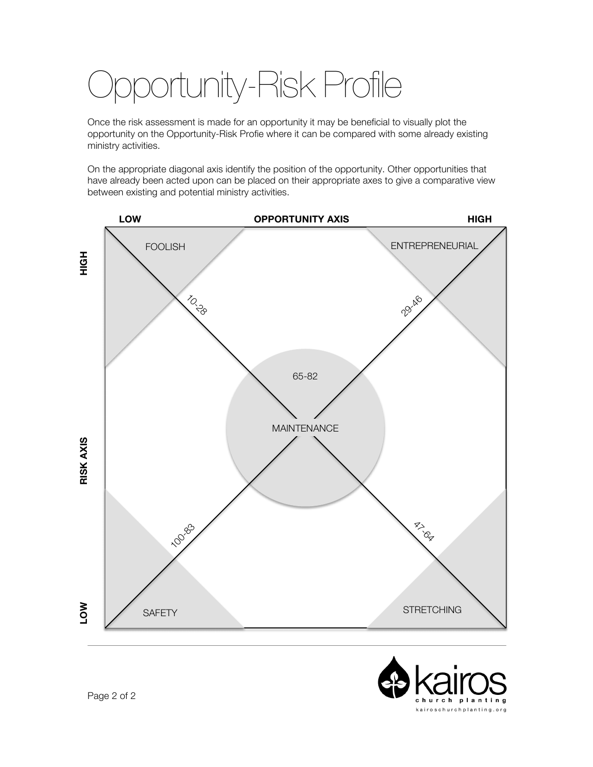# Opportunity-Risk Profile

Once the risk assessment is made for an opportunity it may be beneficial to visually plot the opportunity on the Opportunity-Risk Profie where it can be compared with some already existing ministry activities.

On the appropriate diagonal axis identify the position of the opportunity. Other opportunities that have already been acted upon can be placed on their appropriate axes to give a comparative view between existing and potential ministry activities.

LOW

OPPORTUNITY AXIS

HIGH

HIGH

RISK AXIS

LOW

FOOLISH

ENTREPRENEURIAL

10-28

29-46

65-82

MAINTENANCE

100-83

47-64

SAFETY

STRETCHING